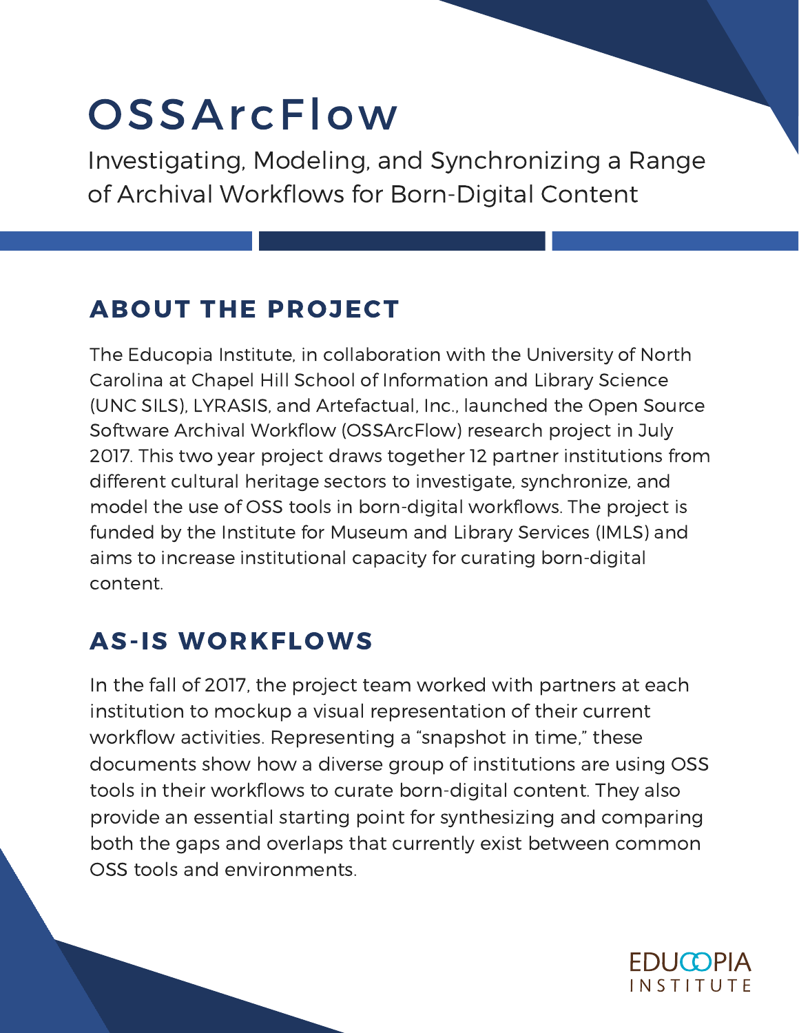# OSSArcFlow

Investigating, Modeling, and Synchronizing a Range of Archival Workflows for Born-Digital Content

## ABOUT THE PROJECT

The Educopia Institute, in collaboration with the University of North Carolina at Chapel Hill School of Information and Library Science (UNC SILS), LYRASIS, and Artefactual, Inc., launched the Open Source Software Archival Workflow (OSSArcFlow) research project in July 2017. This two year project draws together 12 partner institutions from different cultural heritage sectors to investigate, synchronize, and model the use of OSS tools in born-digital workflows. The project is funded by the Institute for Museum and Library Services (IMLS) and aims to increase institutional capacity for curating born-digital content.

## AS-IS WORKFLOWS

In the fall of 2017, the project team worked with partners at each institution to mockup a visual representation of their current workflow activities. Representing a "snapshot in time," these documents show how a diverse group of institutions are using OSS tools in their workflows to curate born-digital content. They also provide an essential starting point for synthesizing and comparing both the gaps and overlaps that currently exist between common OSS tools and environments.

EDUCOPIA INSTITUTE